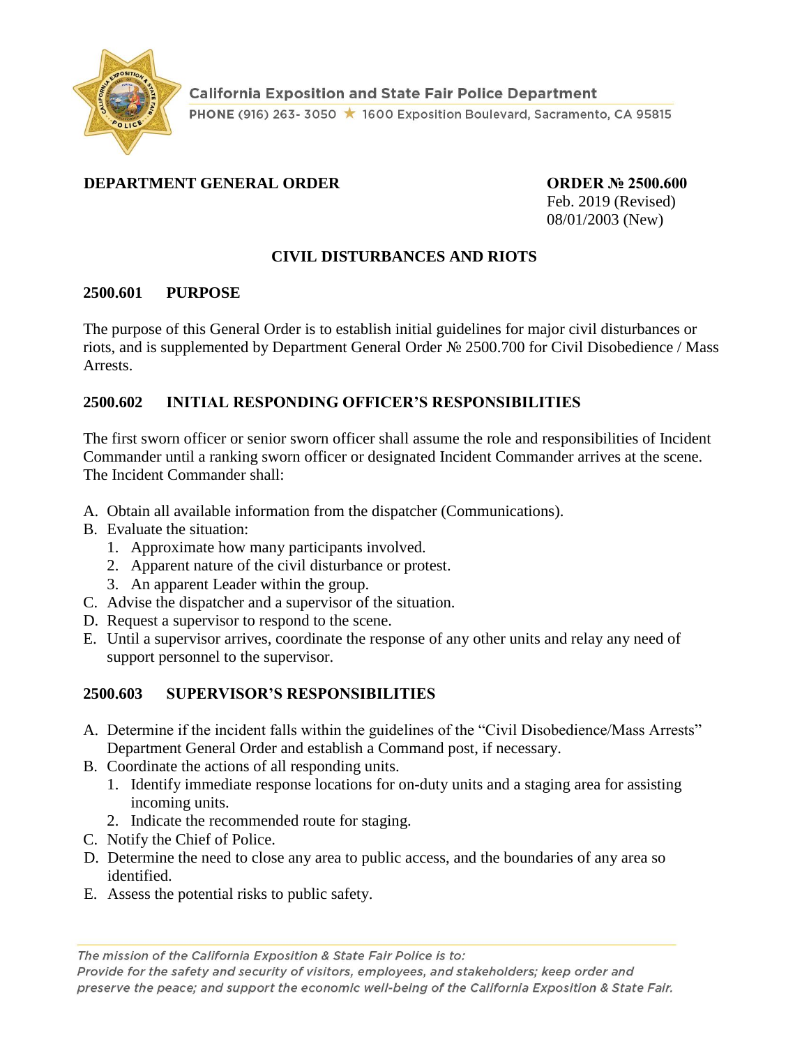California Exposition and State Fair Police Department

PHONE (916) 263- 3050 ★ 1600 Exposition Boulevard, Sacramento, CA 95815

**DEPARTMENT GENERAL ORDER**

**ORDER № 2500.600**
Feb. 2019 (Revised)
08/01/2003 (New)

## CIVIL DISTURBANCES AND RIOTS

### 2500.601 PURPOSE

The purpose of this General Order is to establish initial guidelines for major civil disturbances or riots, and is supplemented by Department General Order № 2500.700 for Civil Disobedience / Mass Arrests.

### 2500.602 INITIAL RESPONDING OFFICER'S RESPONSIBILITIES

The first sworn officer or senior sworn officer shall assume the role and responsibilities of Incident Commander until a ranking sworn officer or designated Incident Commander arrives at the scene. The Incident Commander shall:

A. Obtain all available information from the dispatcher (Communications).
B. Evaluate the situation:
   1. Approximate how many participants involved.
   2. Apparent nature of the civil disturbance or protest.
   3. An apparent Leader within the group.
C. Advise the dispatcher and a supervisor of the situation.
D. Request a supervisor to respond to the scene.
E. Until a supervisor arrives, coordinate the response of any other units and relay any need of support personnel to the supervisor.

### 2500.603 SUPERVISOR'S RESPONSIBILITIES

A. Determine if the incident falls within the guidelines of the "Civil Disobedience/Mass Arrests" Department General Order and establish a Command post, if necessary.
B. Coordinate the actions of all responding units.
   1. Identify immediate response locations for on-duty units and a staging area for assisting incoming units.
   2. Indicate the recommended route for staging.
C. Notify the Chief of Police.
D. Determine the need to close any area to public access, and the boundaries of any area so identified.
E. Assess the potential risks to public safety.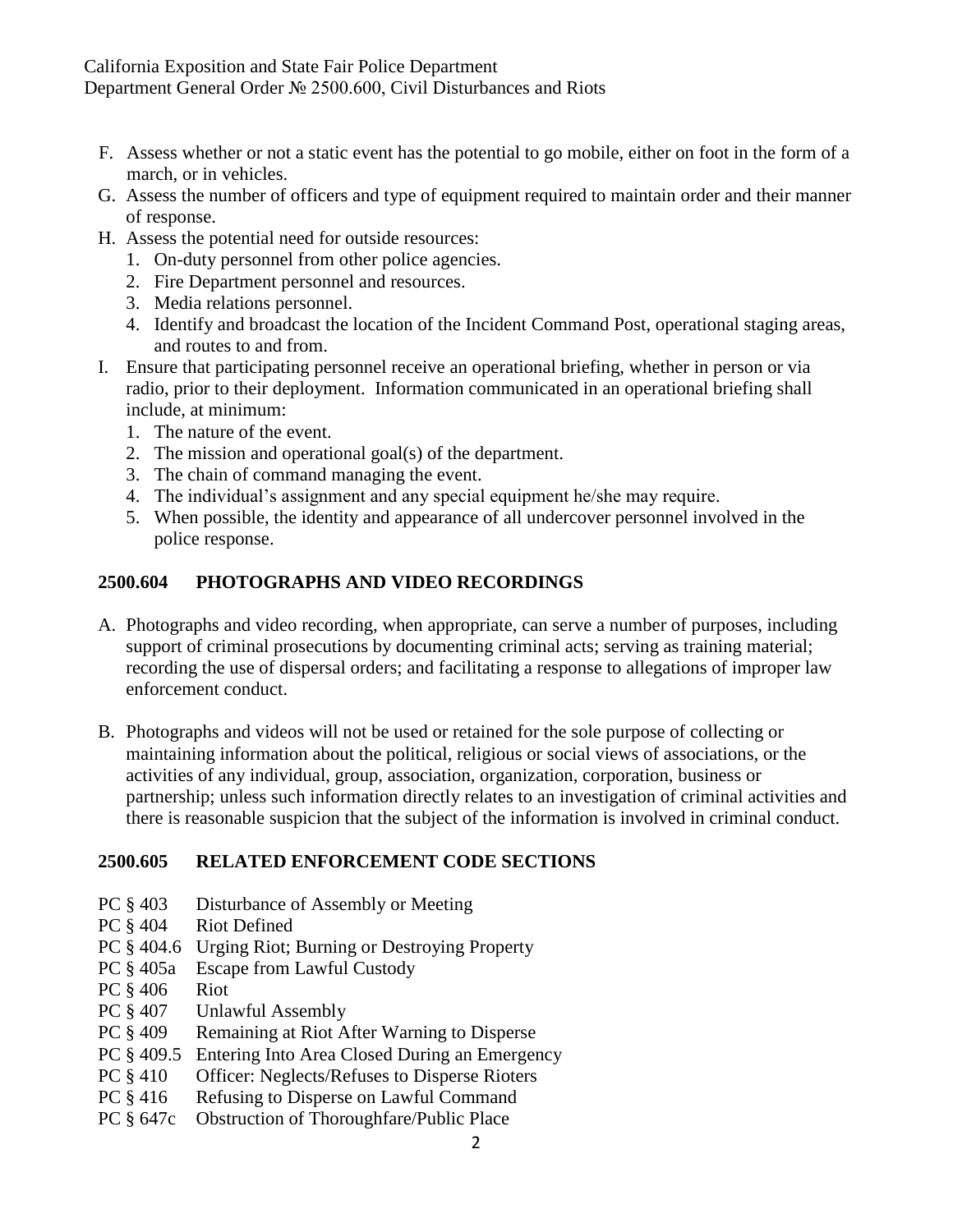F. Assess whether or not a static event has the potential to go mobile, either on foot in the form of a march, or in vehicles.

G. Assess the number of officers and type of equipment required to maintain order and their manner of response.

H. Assess the potential need for outside resources:
   1. On-duty personnel from other police agencies.
   2. Fire Department personnel and resources.
   3. Media relations personnel.
   4. Identify and broadcast the location of the Incident Command Post, operational staging areas, and routes to and from.

I. Ensure that participating personnel receive an operational briefing, whether in person or via radio, prior to their deployment. Information communicated in an operational briefing shall include, at minimum:
   1. The nature of the event.
   2. The mission and operational goal(s) of the department.
   3. The chain of command managing the event.
   4. The individual's assignment and any special equipment he/she may require.
   5. When possible, the identity and appearance of all undercover personnel involved in the police response.

## 2500.604 PHOTOGRAPHS AND VIDEO RECORDINGS

A. Photographs and video recording, when appropriate, can serve a number of purposes, including support of criminal prosecutions by documenting criminal acts; serving as training material; recording the use of dispersal orders; and facilitating a response to allegations of improper law enforcement conduct.

B. Photographs and videos will not be used or retained for the sole purpose of collecting or maintaining information about the political, religious or social views of associations, or the activities of any individual, group, association, organization, corporation, business or partnership; unless such information directly relates to an investigation of criminal activities and there is reasonable suspicion that the subject of the information is involved in criminal conduct.

## 2500.605 RELATED ENFORCEMENT CODE SECTIONS

- PC § 403 Disturbance of Assembly or Meeting
- PC § 404 Riot Defined
- PC § 404.6 Urging Riot; Burning or Destroying Property
- PC § 405a Escape from Lawful Custody
- PC § 406 Riot
- PC § 407 Unlawful Assembly
- PC § 409 Remaining at Riot After Warning to Disperse
- PC § 409.5 Entering Into Area Closed During an Emergency
- PC § 410 Officer: Neglects/Refuses to Disperse Rioters
- PC § 416 Refusing to Disperse on Lawful Command
- PC § 647c Obstruction of Thoroughfare/Public Place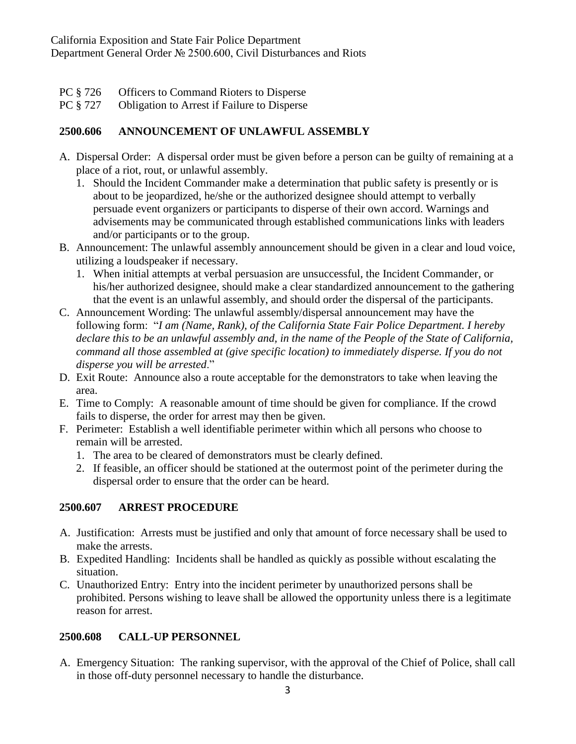PC § 726 Officers to Command Rioters to Disperse
PC § 727 Obligation to Arrest if Failure to Disperse

## 2500.606 ANNOUNCEMENT OF UNLAWFUL ASSEMBLY

A. Dispersal Order: A dispersal order must be given before a person can be guilty of remaining at a place of a riot, rout, or unlawful assembly.
   1. Should the Incident Commander make a determination that public safety is presently or is about to be jeopardized, he/she or the authorized designee should attempt to verbally persuade event organizers or participants to disperse of their own accord. Warnings and advisements may be communicated through established communications links with leaders and/or participants or to the group.
B. Announcement: The unlawful assembly announcement should be given in a clear and loud voice, utilizing a loudspeaker if necessary.
   1. When initial attempts at verbal persuasion are unsuccessful, the Incident Commander, or his/her authorized designee, should make a clear standardized announcement to the gathering that the event is an unlawful assembly, and should order the dispersal of the participants.
C. Announcement Wording: The unlawful assembly/dispersal announcement may have the following form: "*I am (Name, Rank), of the California State Fair Police Department. I hereby declare this to be an unlawful assembly and, in the name of the People of the State of California, command all those assembled at (give specific location) to immediately disperse. If you do not disperse you will be arrested*."
D. Exit Route: Announce also a route acceptable for the demonstrators to take when leaving the area.
E. Time to Comply: A reasonable amount of time should be given for compliance. If the crowd fails to disperse, the order for arrest may then be given.
F. Perimeter: Establish a well identifiable perimeter within which all persons who choose to remain will be arrested.
   1. The area to be cleared of demonstrators must be clearly defined.
   2. If feasible, an officer should be stationed at the outermost point of the perimeter during the dispersal order to ensure that the order can be heard.

## 2500.607 ARREST PROCEDURE

A. Justification: Arrests must be justified and only that amount of force necessary shall be used to make the arrests.
B. Expedited Handling: Incidents shall be handled as quickly as possible without escalating the situation.
C. Unauthorized Entry: Entry into the incident perimeter by unauthorized persons shall be prohibited. Persons wishing to leave shall be allowed the opportunity unless there is a legitimate reason for arrest.

## 2500.608 CALL-UP PERSONNEL

A. Emergency Situation: The ranking supervisor, with the approval of the Chief of Police, shall call in those off-duty personnel necessary to handle the disturbance.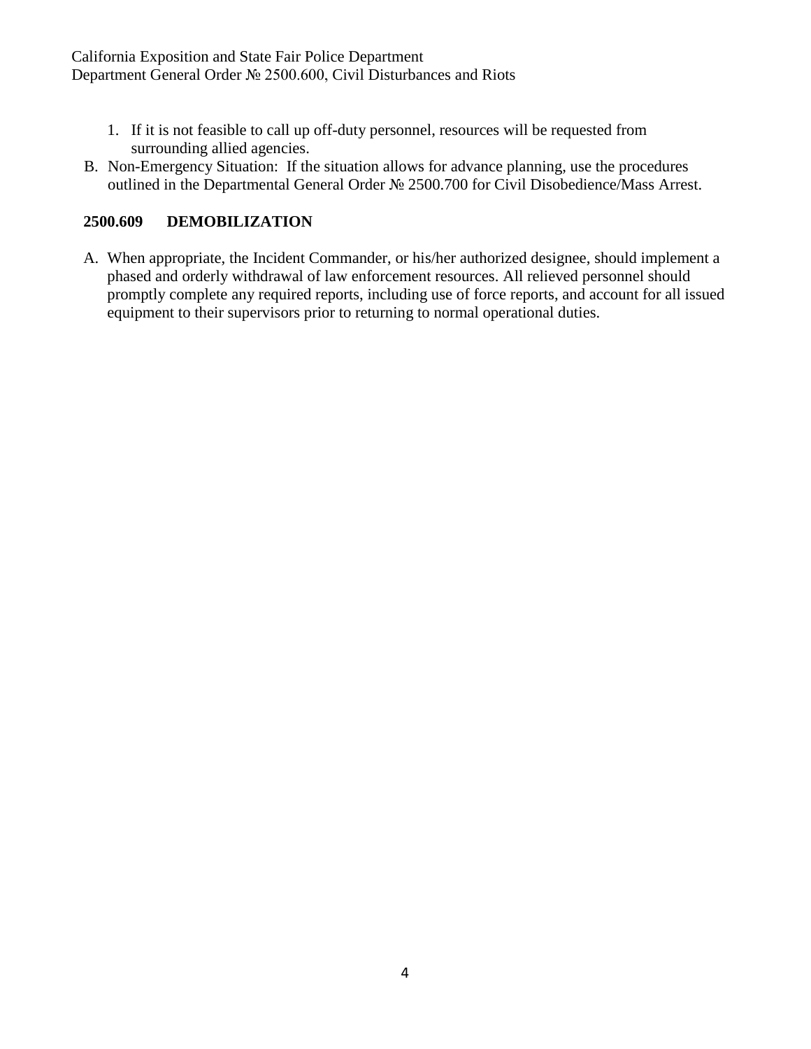1. If it is not feasible to call up off-duty personnel, resources will be requested from surrounding allied agencies.

B. Non-Emergency Situation: If the situation allows for advance planning, use the procedures outlined in the Departmental General Order № 2500.700 for Civil Disobedience/Mass Arrest.

**2500.609 DEMOBILIZATION**

A. When appropriate, the Incident Commander, or his/her authorized designee, should implement a phased and orderly withdrawal of law enforcement resources. All relieved personnel should promptly complete any required reports, including use of force reports, and account for all issued equipment to their supervisors prior to returning to normal operational duties.